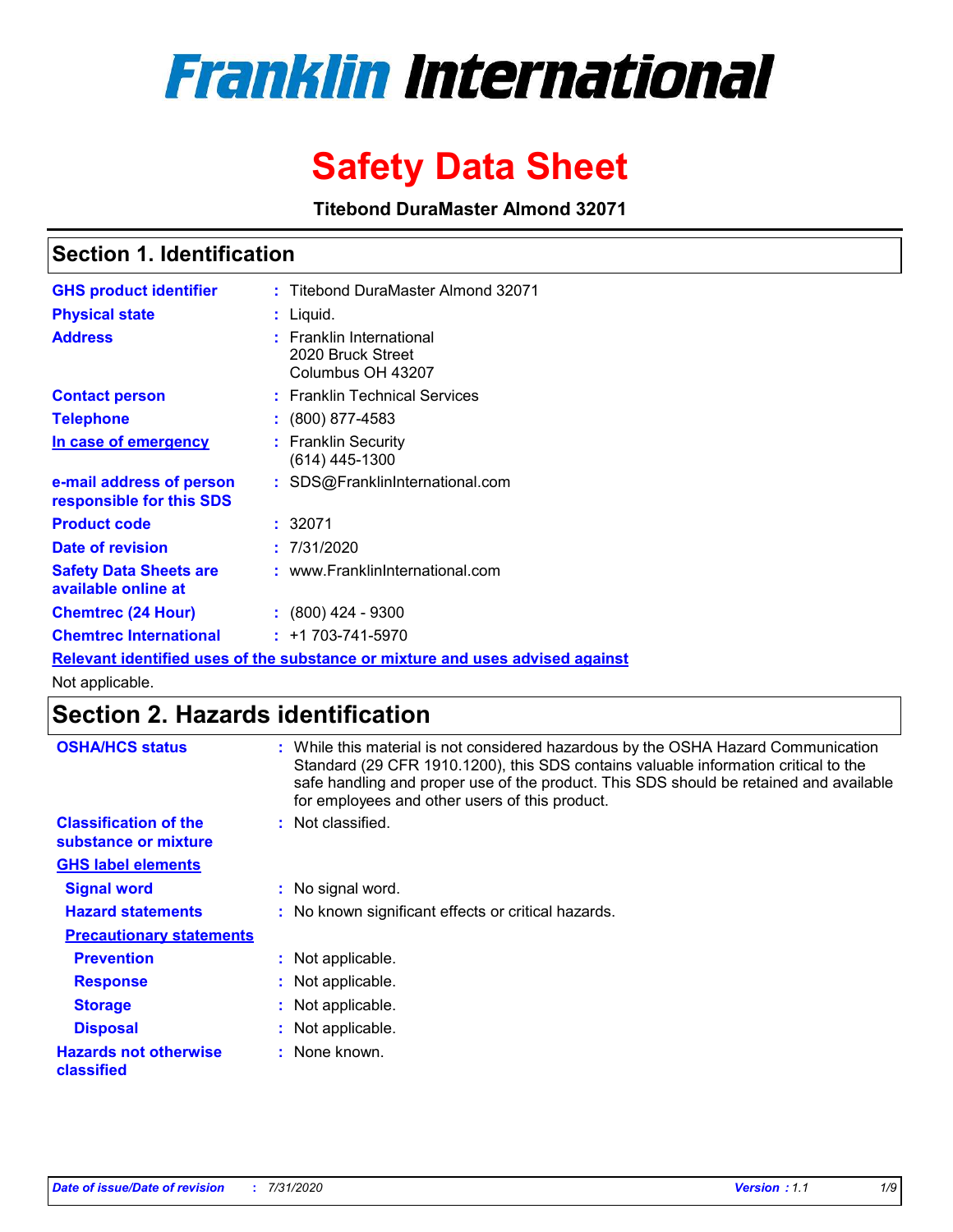# Franklin International

# Safety Data Sheet

**Titebond DuraMaster Almond 32071**

## Section 1. Identification

| | |
|---|---|
| **GHS product identifier** | : Titebond DuraMaster Almond 32071 |
| **Physical state** | : Liquid. |
| **Address** | : Franklin International<br>2020 Bruck Street<br>Columbus OH 43207 |
| **Contact person** | : Franklin Technical Services |
| **Telephone** | : (800) 877-4583 |
| **In case of emergency** | : Franklin Security<br>(614) 445-1300 |
| **e-mail address of person responsible for this SDS** | : SDS@FranklinInternational.com |
| **Product code** | : 32071 |
| **Date of revision** | : 7/31/2020 |
| **Safety Data Sheets are available online at** | : www.FranklinInternational.com |
| **Chemtrec (24 Hour)** | : (800) 424 - 9300 |
| **Chemtrec International** | : +1 703-741-5970 |

**Relevant identified uses of the substance or mixture and uses advised against**

Not applicable.

## Section 2. Hazards identification

| | |
|---|---|
| **OSHA/HCS status** | : While this material is not considered hazardous by the OSHA Hazard Communication Standard (29 CFR 1910.1200), this SDS contains valuable information critical to the safe handling and proper use of the product. This SDS should be retained and available for employees and other users of this product. |
| **Classification of the substance or mixture** | : Not classified. |

**GHS label elements**

| | |
|---|---|
| **Signal word** | : No signal word. |
| **Hazard statements** | : No known significant effects or critical hazards. |

**Precautionary statements**

| | |
|---|---|
| **Prevention** | : Not applicable. |
| **Response** | : Not applicable. |
| **Storage** | : Not applicable. |
| **Disposal** | : Not applicable. |
| **Hazards not otherwise classified** | : None known. |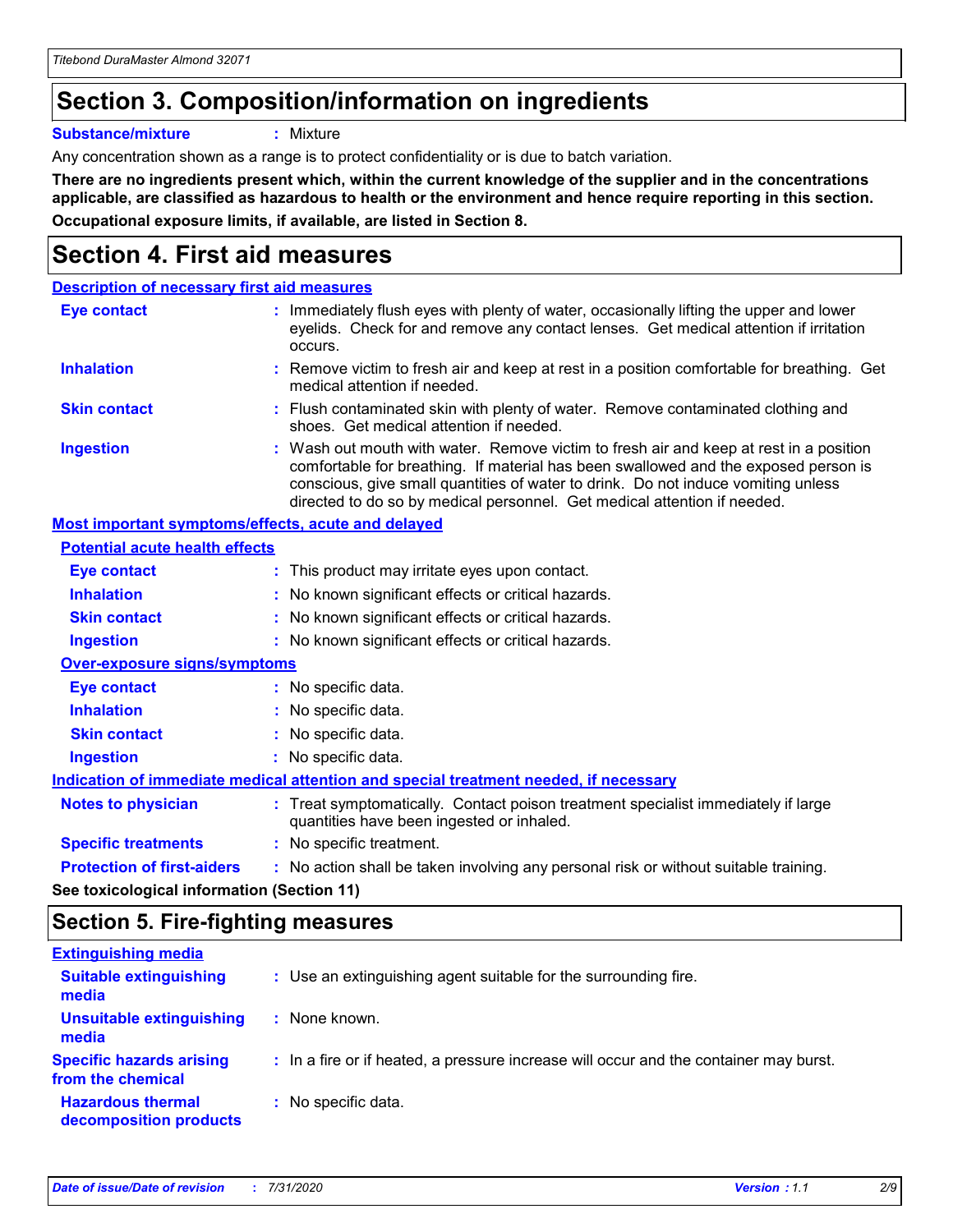# Section 3. Composition/information on ingredients

**Substance/mixture** : Mixture

Any concentration shown as a range is to protect confidentiality or is due to batch variation.

**There are no ingredients present which, within the current knowledge of the supplier and in the concentrations applicable, are classified as hazardous to health or the environment and hence require reporting in this section.**

**Occupational exposure limits, if available, are listed in Section 8.**

# Section 4. First aid measures

### Description of necessary first aid measures

**Eye contact** : Immediately flush eyes with plenty of water, occasionally lifting the upper and lower eyelids. Check for and remove any contact lenses. Get medical attention if irritation occurs.

**Inhalation** : Remove victim to fresh air and keep at rest in a position comfortable for breathing. Get medical attention if needed.

**Skin contact** : Flush contaminated skin with plenty of water. Remove contaminated clothing and shoes. Get medical attention if needed.

**Ingestion** : Wash out mouth with water. Remove victim to fresh air and keep at rest in a position comfortable for breathing. If material has been swallowed and the exposed person is conscious, give small quantities of water to drink. Do not induce vomiting unless directed to do so by medical personnel. Get medical attention if needed.

### Most important symptoms/effects, acute and delayed

#### Potential acute health effects

**Eye contact** : This product may irritate eyes upon contact.

**Inhalation** : No known significant effects or critical hazards.

**Skin contact** : No known significant effects or critical hazards.

**Ingestion** : No known significant effects or critical hazards.

#### Over-exposure signs/symptoms

**Eye contact** : No specific data.

**Inhalation** : No specific data.

**Skin contact** : No specific data.

**Ingestion** : No specific data.

### Indication of immediate medical attention and special treatment needed, if necessary

**Notes to physician** : Treat symptomatically. Contact poison treatment specialist immediately if large quantities have been ingested or inhaled.

**Specific treatments** : No specific treatment.

**Protection of first-aiders** : No action shall be taken involving any personal risk or without suitable training.

**See toxicological information (Section 11)**

# Section 5. Fire-fighting measures

### Extinguishing media

**Suitable extinguishing media** : Use an extinguishing agent suitable for the surrounding fire.

**Unsuitable extinguishing media** : None known.

**Specific hazards arising from the chemical** : In a fire or if heated, a pressure increase will occur and the container may burst.

**Hazardous thermal decomposition products** : No specific data.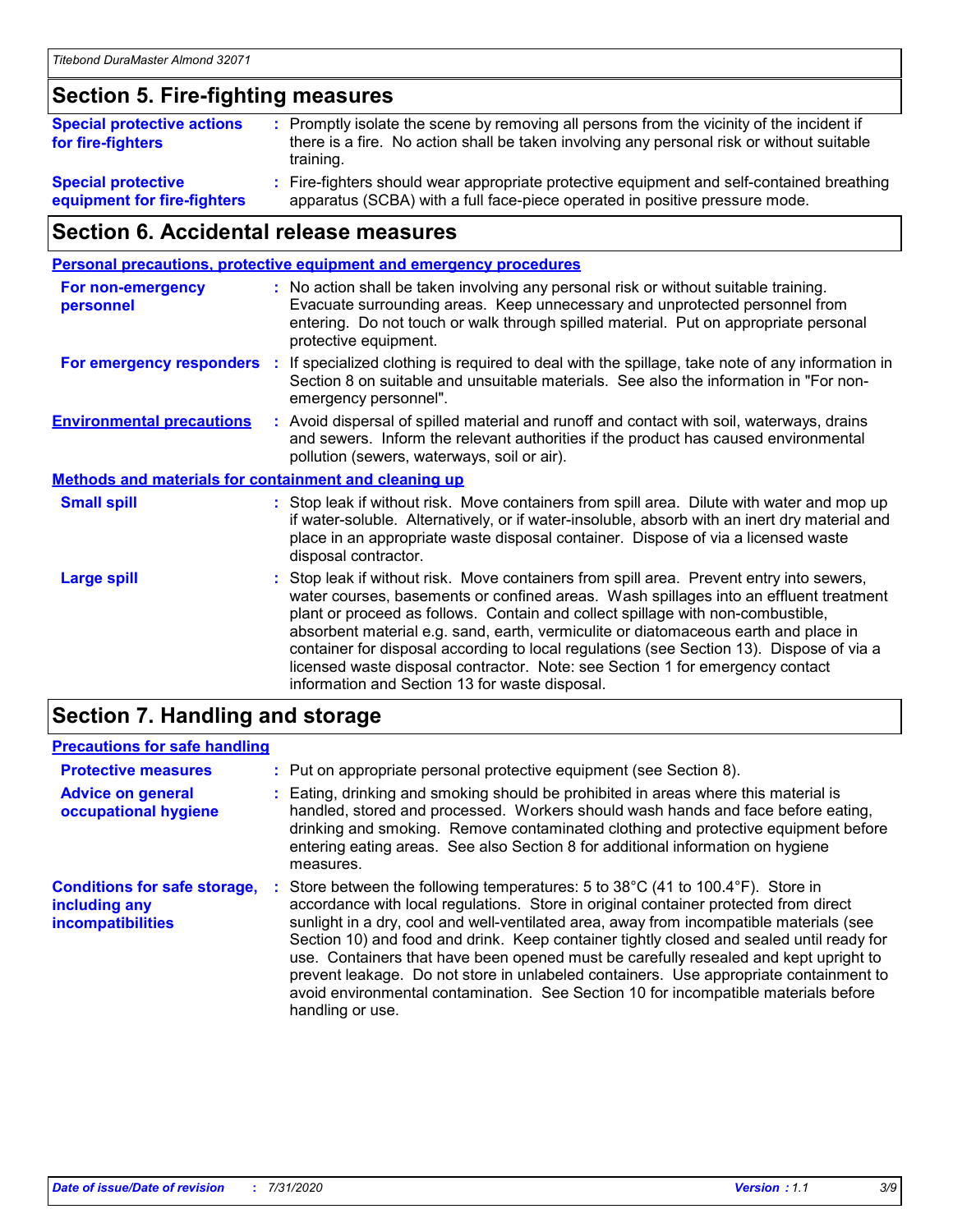## Section 5. Fire-fighting measures

**Special protective actions for fire-fighters** : Promptly isolate the scene by removing all persons from the vicinity of the incident if there is a fire. No action shall be taken involving any personal risk or without suitable training.

**Special protective equipment for fire-fighters** : Fire-fighters should wear appropriate protective equipment and self-contained breathing apparatus (SCBA) with a full face-piece operated in positive pressure mode.

## Section 6. Accidental release measures

### Personal precautions, protective equipment and emergency procedures

**For non-emergency personnel** : No action shall be taken involving any personal risk or without suitable training. Evacuate surrounding areas. Keep unnecessary and unprotected personnel from entering. Do not touch or walk through spilled material. Put on appropriate personal protective equipment.

**For emergency responders** : If specialized clothing is required to deal with the spillage, take note of any information in Section 8 on suitable and unsuitable materials. See also the information in "For non-emergency personnel".

**Environmental precautions** : Avoid dispersal of spilled material and runoff and contact with soil, waterways, drains and sewers. Inform the relevant authorities if the product has caused environmental pollution (sewers, waterways, soil or air).

### Methods and materials for containment and cleaning up

**Small spill** : Stop leak if without risk. Move containers from spill area. Dilute with water and mop up if water-soluble. Alternatively, or if water-insoluble, absorb with an inert dry material and place in an appropriate waste disposal container. Dispose of via a licensed waste disposal contractor.

**Large spill** : Stop leak if without risk. Move containers from spill area. Prevent entry into sewers, water courses, basements or confined areas. Wash spillages into an effluent treatment plant or proceed as follows. Contain and collect spillage with non-combustible, absorbent material e.g. sand, earth, vermiculite or diatomaceous earth and place in container for disposal according to local regulations (see Section 13). Dispose of via a licensed waste disposal contractor. Note: see Section 1 for emergency contact information and Section 13 for waste disposal.

## Section 7. Handling and storage

### Precautions for safe handling

**Protective measures** : Put on appropriate personal protective equipment (see Section 8).

**Advice on general occupational hygiene** : Eating, drinking and smoking should be prohibited in areas where this material is handled, stored and processed. Workers should wash hands and face before eating, drinking and smoking. Remove contaminated clothing and protective equipment before entering eating areas. See also Section 8 for additional information on hygiene measures.

**Conditions for safe storage, including any incompatibilities** : Store between the following temperatures: 5 to 38°C (41 to 100.4°F). Store in accordance with local regulations. Store in original container protected from direct sunlight in a dry, cool and well-ventilated area, away from incompatible materials (see Section 10) and food and drink. Keep container tightly closed and sealed until ready for use. Containers that have been opened must be carefully resealed and kept upright to prevent leakage. Do not store in unlabeled containers. Use appropriate containment to avoid environmental contamination. See Section 10 for incompatible materials before handling or use.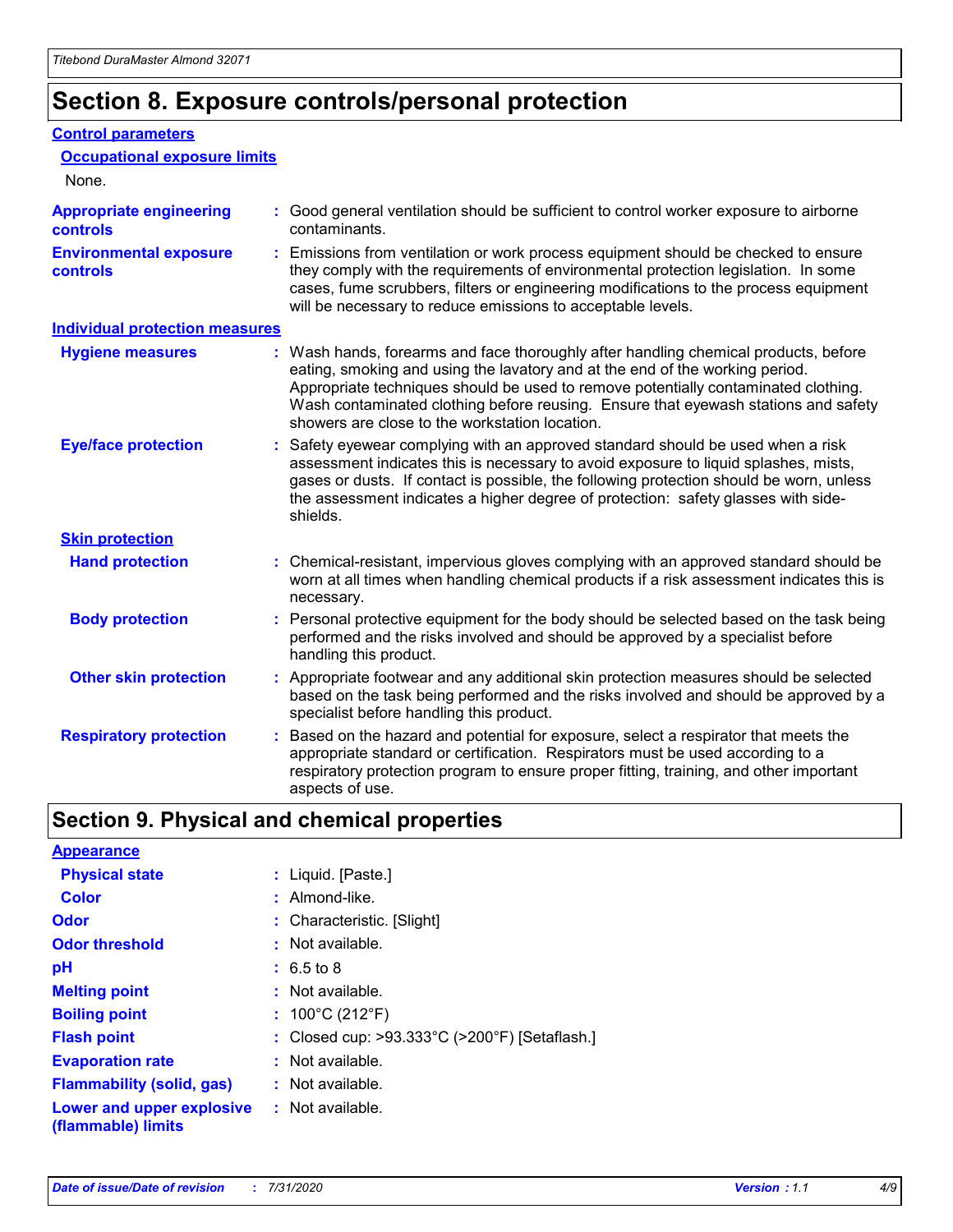# Section 8. Exposure controls/personal protection

## Control parameters

### Occupational exposure limits

None.

**Appropriate engineering controls** : Good general ventilation should be sufficient to control worker exposure to airborne contaminants.

**Environmental exposure controls** : Emissions from ventilation or work process equipment should be checked to ensure they comply with the requirements of environmental protection legislation. In some cases, fume scrubbers, filters or engineering modifications to the process equipment will be necessary to reduce emissions to acceptable levels.

## Individual protection measures

**Hygiene measures** : Wash hands, forearms and face thoroughly after handling chemical products, before eating, smoking and using the lavatory and at the end of the working period. Appropriate techniques should be used to remove potentially contaminated clothing. Wash contaminated clothing before reusing. Ensure that eyewash stations and safety showers are close to the workstation location.

**Eye/face protection** : Safety eyewear complying with an approved standard should be used when a risk assessment indicates this is necessary to avoid exposure to liquid splashes, mists, gases or dusts. If contact is possible, the following protection should be worn, unless the assessment indicates a higher degree of protection: safety glasses with side-shields.

### Skin protection

**Hand protection** : Chemical-resistant, impervious gloves complying with an approved standard should be worn at all times when handling chemical products if a risk assessment indicates this is necessary.

**Body protection** : Personal protective equipment for the body should be selected based on the task being performed and the risks involved and should be approved by a specialist before handling this product.

**Other skin protection** : Appropriate footwear and any additional skin protection measures should be selected based on the task being performed and the risks involved and should be approved by a specialist before handling this product.

**Respiratory protection** : Based on the hazard and potential for exposure, select a respirator that meets the appropriate standard or certification. Respirators must be used according to a respiratory protection program to ensure proper fitting, training, and other important aspects of use.

# Section 9. Physical and chemical properties

## Appearance

**Physical state** : Liquid. [Paste.]

**Color** : Almond-like.

**Odor** : Characteristic. [Slight]

**Odor threshold** : Not available.

**pH** : 6.5 to 8

**Melting point** : Not available.

**Boiling point** : 100°C (212°F)

**Flash point** : Closed cup: >93.333°C (>200°F) [Setaflash.]

**Evaporation rate** : Not available.

**Flammability (solid, gas)** : Not available.

**Lower and upper explosive (flammable) limits** : Not available.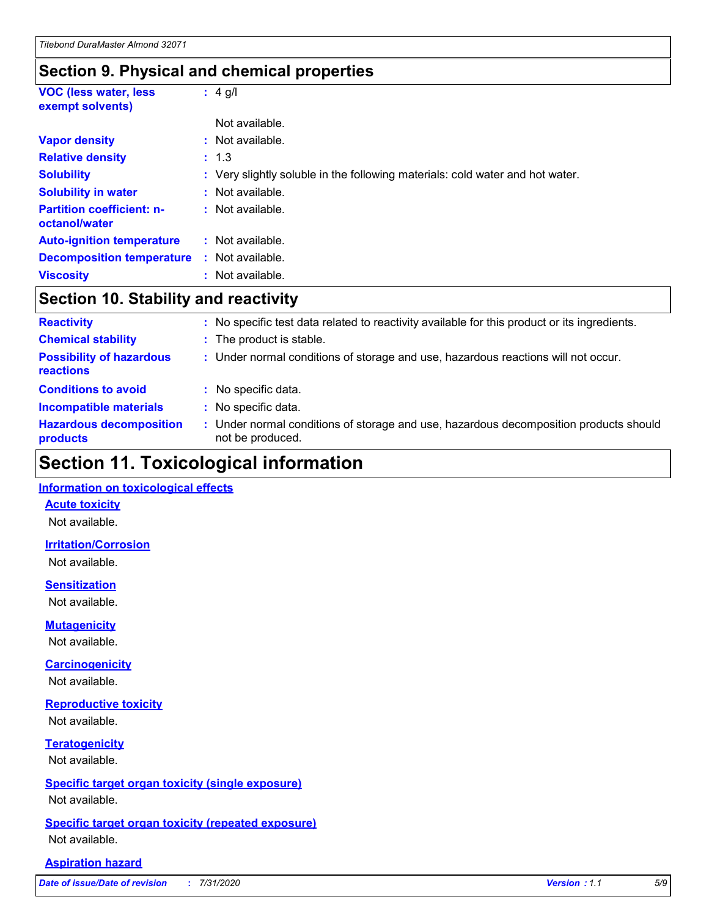## Section 9. Physical and chemical properties

| | | |
|---|---|---|
| **VOC (less water, less exempt solvents)** | : | 4 g/l |
| | | Not available. |
| **Vapor density** | : | Not available. |
| **Relative density** | : | 1.3 |
| **Solubility** | : | Very slightly soluble in the following materials: cold water and hot water. |
| **Solubility in water** | : | Not available. |
| **Partition coefficient: n-octanol/water** | : | Not available. |
| **Auto-ignition temperature** | : | Not available. |
| **Decomposition temperature** | : | Not available. |
| **Viscosity** | : | Not available. |

## Section 10. Stability and reactivity

| | | |
|---|---|---|
| **Reactivity** | : | No specific test data related to reactivity available for this product or its ingredients. |
| **Chemical stability** | : | The product is stable. |
| **Possibility of hazardous reactions** | : | Under normal conditions of storage and use, hazardous reactions will not occur. |
| **Conditions to avoid** | : | No specific data. |
| **Incompatible materials** | : | No specific data. |
| **Hazardous decomposition products** | : | Under normal conditions of storage and use, hazardous decomposition products should not be produced. |

# Section 11. Toxicological information

**Information on toxicological effects**

**Acute toxicity**

Not available.

**Irritation/Corrosion**

Not available.

**Sensitization**

Not available.

**Mutagenicity**

Not available.

**Carcinogenicity**

Not available.

**Reproductive toxicity**

Not available.

**Teratogenicity**

Not available.

**Specific target organ toxicity (single exposure)**

Not available.

**Specific target organ toxicity (repeated exposure)**

Not available.

**Aspiration hazard**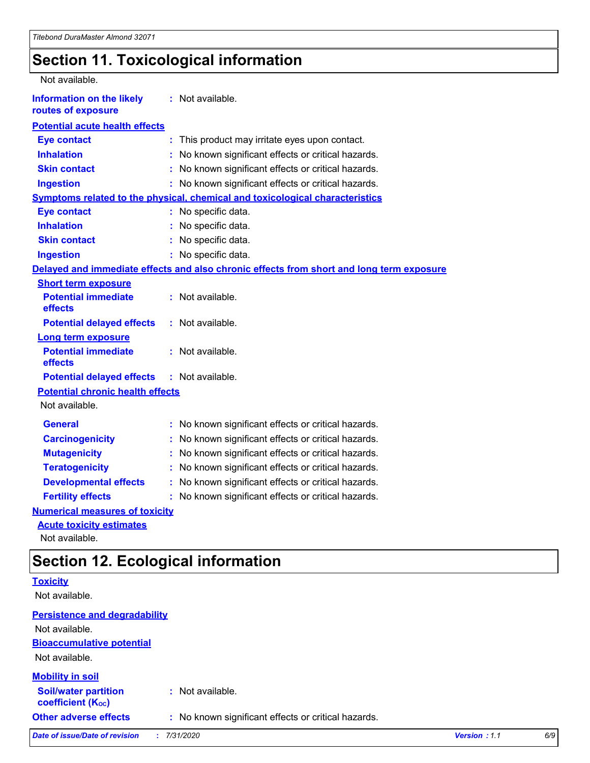## Section 11. Toxicological information

Not available.

**Information on the likely routes of exposure** : Not available.

**Potential acute health effects**

| | |
|---|---|
| **Eye contact** | : This product may irritate eyes upon contact. |
| **Inhalation** | : No known significant effects or critical hazards. |
| **Skin contact** | : No known significant effects or critical hazards. |
| **Ingestion** | : No known significant effects or critical hazards. |

**Symptoms related to the physical, chemical and toxicological characteristics**

| | |
|---|---|
| **Eye contact** | : No specific data. |
| **Inhalation** | : No specific data. |
| **Skin contact** | : No specific data. |
| **Ingestion** | : No specific data. |

**Delayed and immediate effects and also chronic effects from short and long term exposure**

**Short term exposure**

| | |
|---|---|
| **Potential immediate effects** | : Not available. |
| **Potential delayed effects** | : Not available. |

**Long term exposure**

| | |
|---|---|
| **Potential immediate effects** | : Not available. |
| **Potential delayed effects** | : Not available. |

**Potential chronic health effects**

Not available.

| | |
|---|---|
| **General** | : No known significant effects or critical hazards. |
| **Carcinogenicity** | : No known significant effects or critical hazards. |
| **Mutagenicity** | : No known significant effects or critical hazards. |
| **Teratogenicity** | : No known significant effects or critical hazards. |
| **Developmental effects** | : No known significant effects or critical hazards. |
| **Fertility effects** | : No known significant effects or critical hazards. |

**Numerical measures of toxicity**

**Acute toxicity estimates**

Not available.

## Section 12. Ecological information

**Toxicity**

Not available.

**Persistence and degradability**

Not available.

**Bioaccumulative potential**

Not available.

**Mobility in soil**

| | |
|---|---|
| **Soil/water partition coefficient ($K_{OC}$)** | : Not available. |
| **Other adverse effects** | : No known significant effects or critical hazards. |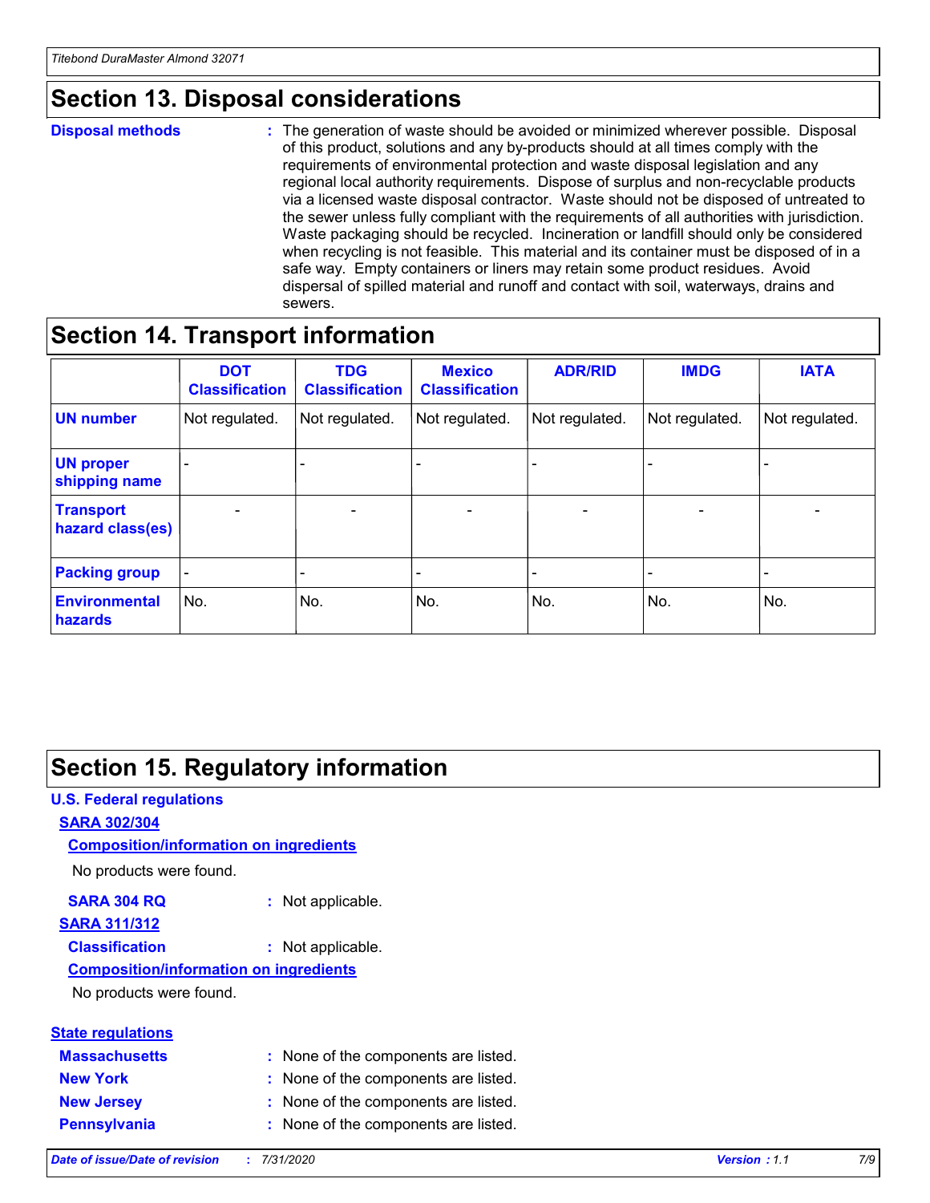# Section 13. Disposal considerations

**Disposal methods** : The generation of waste should be avoided or minimized wherever possible. Disposal of this product, solutions and any by-products should at all times comply with the requirements of environmental protection and waste disposal legislation and any regional local authority requirements. Dispose of surplus and non-recyclable products via a licensed waste disposal contractor. Waste should not be disposed of untreated to the sewer unless fully compliant with the requirements of all authorities with jurisdiction. Waste packaging should be recycled. Incineration or landfill should only be considered when recycling is not feasible. This material and its container must be disposed of in a safe way. Empty containers or liners may retain some product residues. Avoid dispersal of spilled material and runoff and contact with soil, waterways, drains and sewers.

# Section 14. Transport information

| | DOT Classification | TDG Classification | Mexico Classification | ADR/RID | IMDG | IATA |
|---|---|---|---|---|---|---|
| **UN number** | Not regulated. | Not regulated. | Not regulated. | Not regulated. | Not regulated. | Not regulated. |
| **UN proper shipping name** | - | - | - | - | - | - |
| **Transport hazard class(es)** | - | - | - | - | - | - |
| **Packing group** | - | - | - | - | - | - |
| **Environmental hazards** | No. | No. | No. | No. | No. | No. |

# Section 15. Regulatory information

## U.S. Federal regulations

### SARA 302/304

#### Composition/information on ingredients

No products were found.

**SARA 304 RQ** : Not applicable.

### SARA 311/312

**Classification** : Not applicable.

#### Composition/information on ingredients

No products were found.

## State regulations

**Massachusetts** : None of the components are listed.

**New York** : None of the components are listed.

**New Jersey** : None of the components are listed.

**Pennsylvania** : None of the components are listed.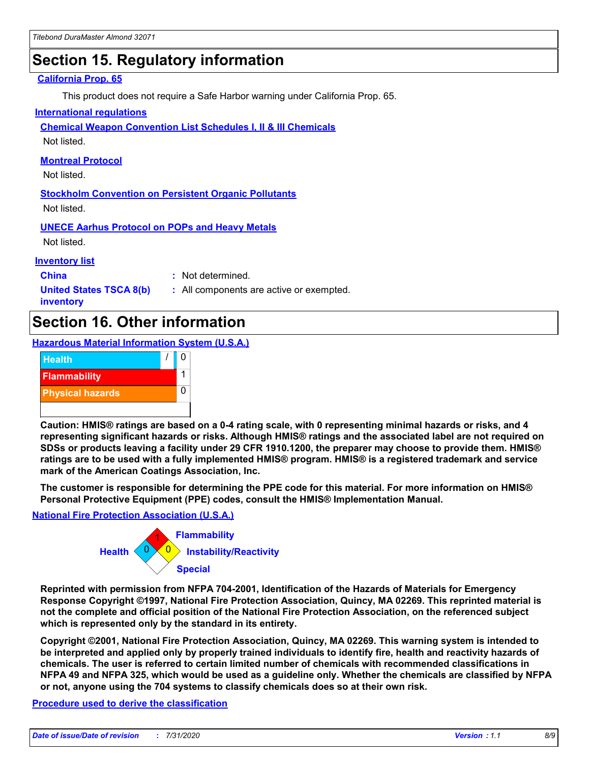## Section 15. Regulatory information

**California Prop. 65**

This product does not require a Safe Harbor warning under California Prop. 65.

**International regulations**

**Chemical Weapon Convention List Schedules I, II & III Chemicals**

Not listed.

**Montreal Protocol**

Not listed.

**Stockholm Convention on Persistent Organic Pollutants**

Not listed.

**UNECE Aarhus Protocol on POPs and Heavy Metals**

Not listed.

**Inventory list**

**China** : Not determined.

**United States TSCA 8(b) inventory** : All components are active or exempted.

## Section 16. Other information

**Hazardous Material Information System (U.S.A.)**

| | | |
|---|---|---|
| Health | / | 0 |
| Flammability | | 1 |
| Physical hazards | | 0 |
| | | |

**Caution: HMIS® ratings are based on a 0-4 rating scale, with 0 representing minimal hazards or risks, and 4 representing significant hazards or risks. Although HMIS® ratings and the associated label are not required on SDSs or products leaving a facility under 29 CFR 1910.1200, the preparer may choose to provide them. HMIS® ratings are to be used with a fully implemented HMIS® program. HMIS® is a registered trademark and service mark of the American Coatings Association, Inc.**

**The customer is responsible for determining the PPE code for this material. For more information on HMIS® Personal Protective Equipment (PPE) codes, consult the HMIS® Implementation Manual.**

**National Fire Protection Association (U.S.A.)**

Flammability: 1
Health: 0
Instability/Reactivity: 0
Special:

**Reprinted with permission from NFPA 704-2001, Identification of the Hazards of Materials for Emergency Response Copyright ©1997, National Fire Protection Association, Quincy, MA 02269. This reprinted material is not the complete and official position of the National Fire Protection Association, on the referenced subject which is represented only by the standard in its entirety.**

**Copyright ©2001, National Fire Protection Association, Quincy, MA 02269. This warning system is intended to be interpreted and applied only by properly trained individuals to identify fire, health and reactivity hazards of chemicals. The user is referred to certain limited number of chemicals with recommended classifications in NFPA 49 and NFPA 325, which would be used as a guideline only. Whether the chemicals are classified by NFPA or not, anyone using the 704 systems to classify chemicals does so at their own risk.**

**Procedure used to derive the classification**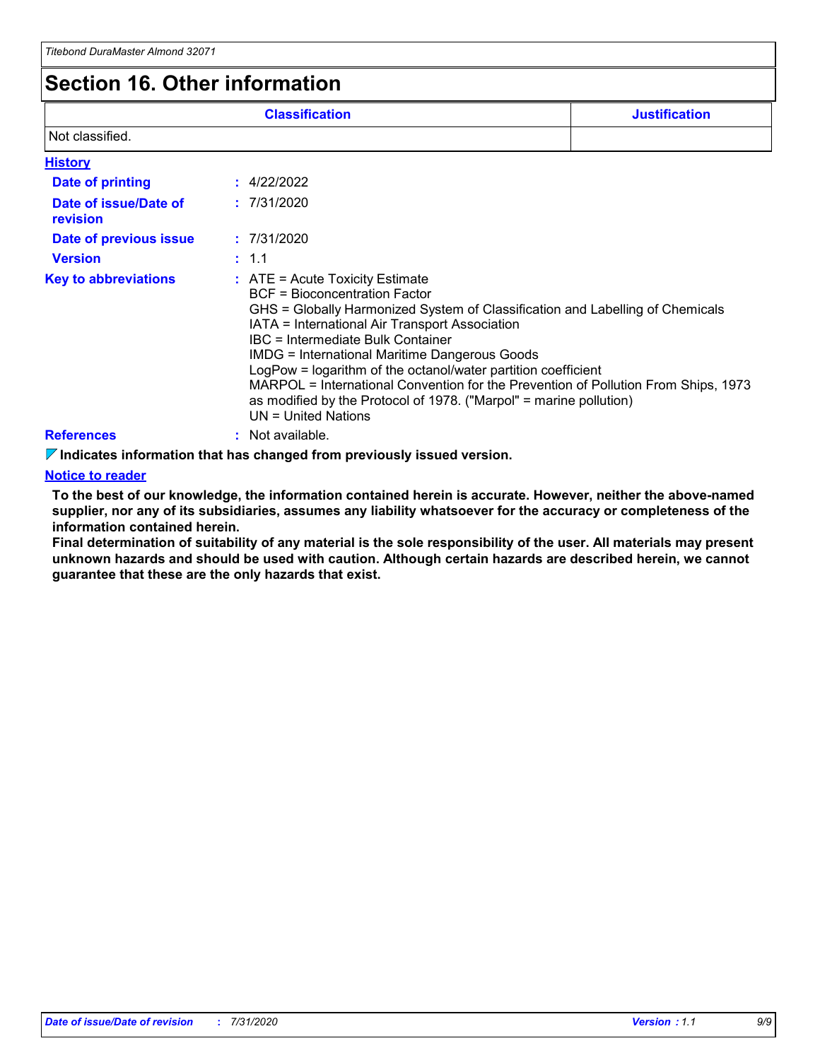## Section 16. Other information

| Classification | Justification |
| --- | --- |
| Not classified. | |

**History**

**Date of printing** : 4/22/2022

**Date of issue/Date of revision** : 7/31/2020

**Date of previous issue** : 7/31/2020

**Version** : 1.1

**Key to abbreviations** : ATE = Acute Toxicity Estimate
BCF = Bioconcentration Factor
GHS = Globally Harmonized System of Classification and Labelling of Chemicals
IATA = International Air Transport Association
IBC = Intermediate Bulk Container
IMDG = International Maritime Dangerous Goods
LogPow = logarithm of the octanol/water partition coefficient
MARPOL = International Convention for the Prevention of Pollution From Ships, 1973 as modified by the Protocol of 1978. ("Marpol" = marine pollution)
UN = United Nations

**References** : Not available.

**Indicates information that has changed from previously issued version.**

**Notice to reader**

**To the best of our knowledge, the information contained herein is accurate. However, neither the above-named supplier, nor any of its subsidiaries, assumes any liability whatsoever for the accuracy or completeness of the information contained herein.**

**Final determination of suitability of any material is the sole responsibility of the user. All materials may present unknown hazards and should be used with caution. Although certain hazards are described herein, we cannot guarantee that these are the only hazards that exist.**